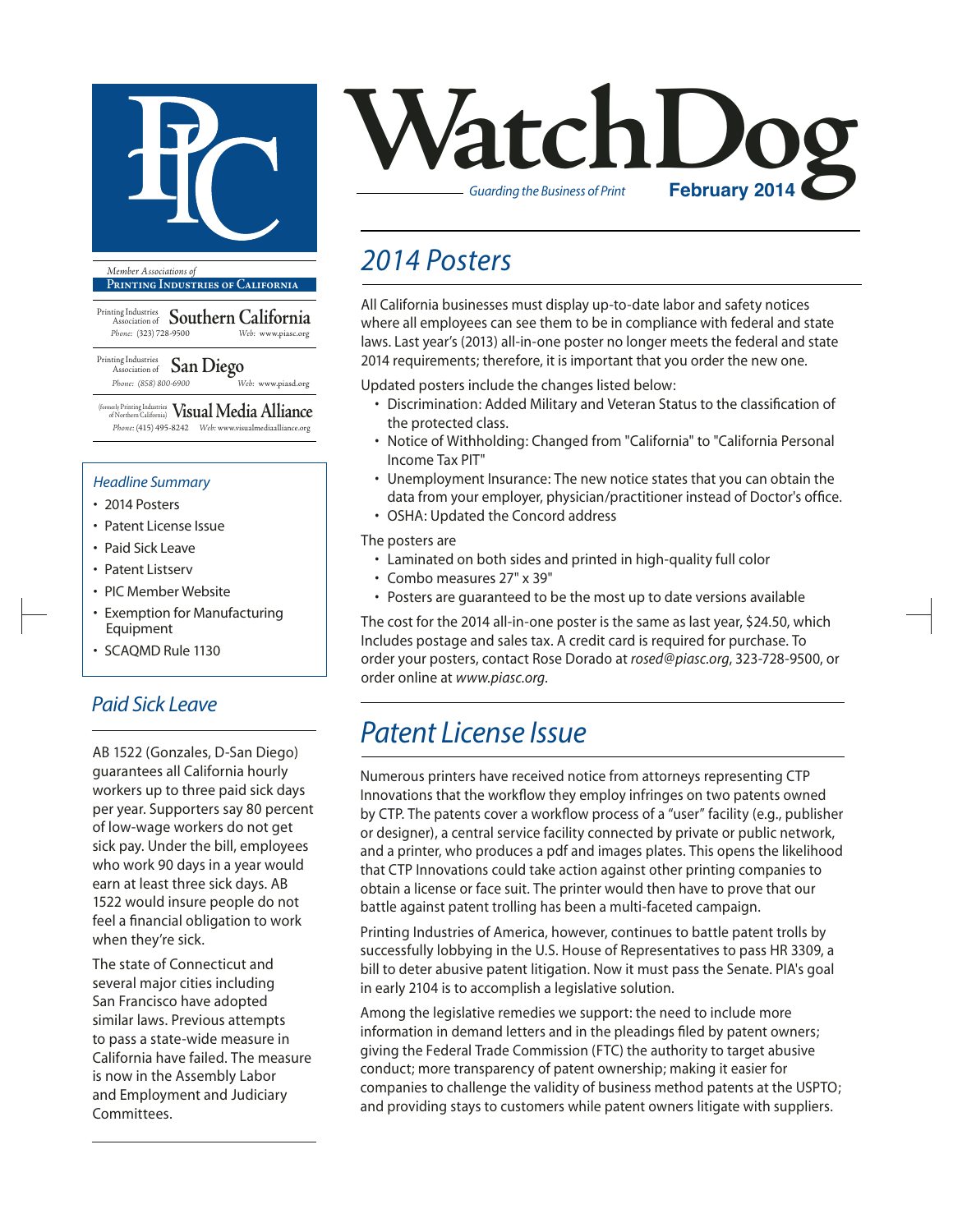# WatchDog

*Guarding the Business of Print* **February 2014**

*Member Associations of*
**Printing Industries of California**

Printing Industries Association of **Southern California**
*Phone:* (323) 728-9500 *Web:* www.piasc.org

Printing Industries Association of **San Diego**
*Phone:* (858) 800-6900 *Web:* www.piasd.org

(formerly Printing Industries of Northern California) **Visual Media Alliance**
*Phone:* (415) 495-8242 *Web:* www.visualmediaalliance.org

### *Headline Summary*

- 2014 Posters
- Patent License Issue
- Paid Sick Leave
- Patent Listserv
- PIC Member Website
- Exemption for Manufacturing Equipment
- SCAQMD Rule 1130

## *2014 Posters*

All California businesses must display up-to-date labor and safety notices where all employees can see them to be in compliance with federal and state laws. Last year's (2013) all-in-one poster no longer meets the federal and state 2014 requirements; therefore, it is important that you order the new one.

Updated posters include the changes listed below:

- Discrimination: Added Military and Veteran Status to the classification of the protected class.
- Notice of Withholding: Changed from "California" to "California Personal Income Tax PIT"
- Unemployment Insurance: The new notice states that you can obtain the data from your employer, physician/practitioner instead of Doctor's office.
- OSHA: Updated the Concord address

The posters are

- Laminated on both sides and printed in high-quality full color
- Combo measures 27" x 39"
- Posters are guaranteed to be the most up to date versions available

The cost for the 2014 all-in-one poster is the same as last year, $24.50, which Includes postage and sales tax. A credit card is required for purchase. To order your posters, contact Rose Dorado at *rosed@piasc.org*, 323-728-9500, or order online at *www.piasc.org*.

## *Patent License Issue*

Numerous printers have received notice from attorneys representing CTP Innovations that the workflow they employ infringes on two patents owned by CTP. The patents cover a workflow process of a "user" facility (e.g., publisher or designer), a central service facility connected by private or public network, and a printer, who produces a pdf and images plates. This opens the likelihood that CTP Innovations could take action against other printing companies to obtain a license or face suit. The printer would then have to prove that our battle against patent trolling has been a multi-faceted campaign.

Printing Industries of America, however, continues to battle patent trolls by successfully lobbying in the U.S. House of Representatives to pass HR 3309, a bill to deter abusive patent litigation. Now it must pass the Senate. PIA's goal in early 2104 is to accomplish a legislative solution.

Among the legislative remedies we support: the need to include more information in demand letters and in the pleadings filed by patent owners; giving the Federal Trade Commission (FTC) the authority to target abusive conduct; more transparency of patent ownership; making it easier for companies to challenge the validity of business method patents at the USPTO; and providing stays to customers while patent owners litigate with suppliers.

## *Paid Sick Leave*

AB 1522 (Gonzales, D-San Diego) guarantees all California hourly workers up to three paid sick days per year. Supporters say 80 percent of low-wage workers do not get sick pay. Under the bill, employees who work 90 days in a year would earn at least three sick days. AB 1522 would insure people do not feel a financial obligation to work when they're sick.

The state of Connecticut and several major cities including San Francisco have adopted similar laws. Previous attempts to pass a state-wide measure in California have failed. The measure is now in the Assembly Labor and Employment and Judiciary Committees.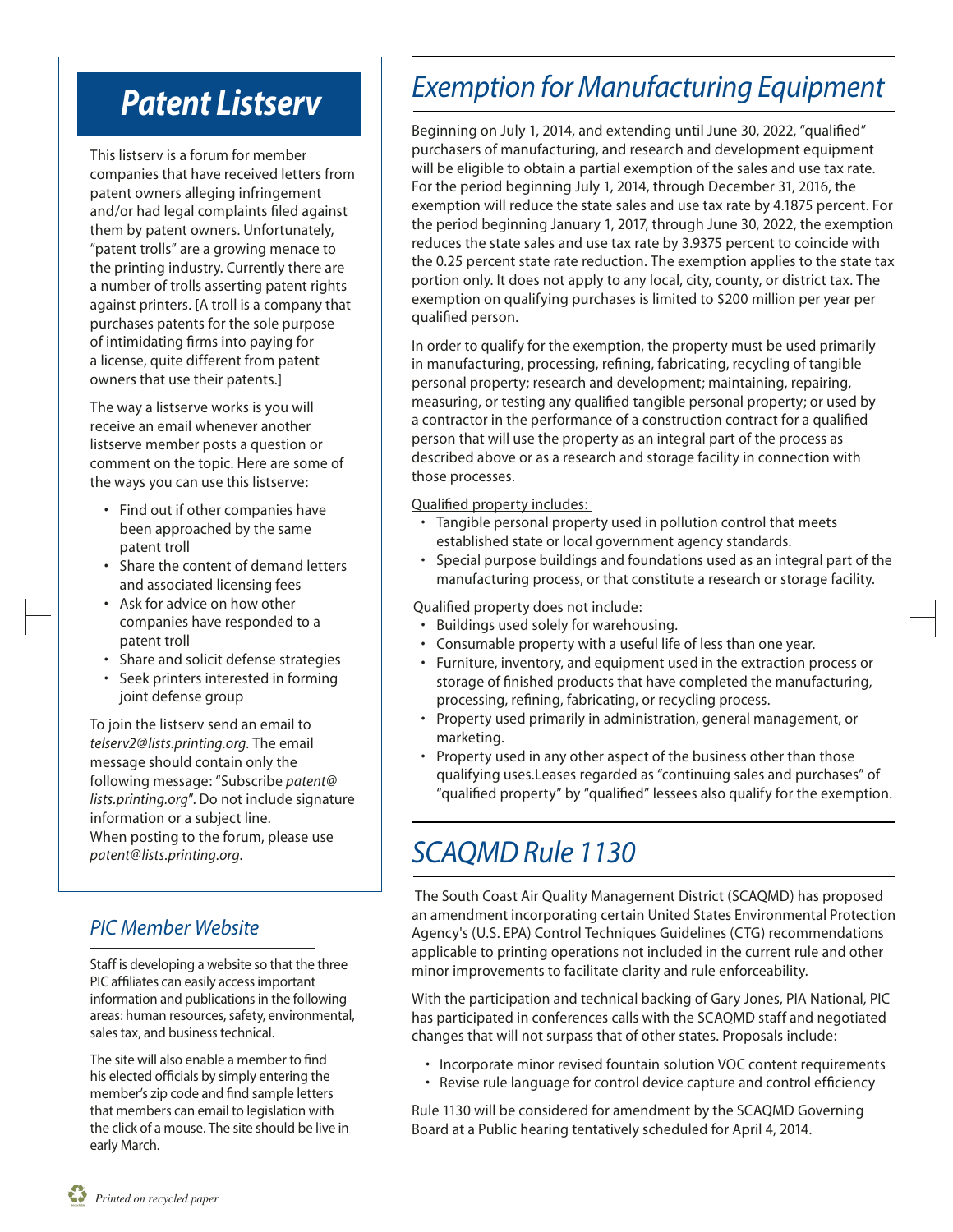## Patent Listserv

This listserv is a forum for member companies that have received letters from patent owners alleging infringement and/or had legal complaints filed against them by patent owners. Unfortunately, "patent trolls" are a growing menace to the printing industry. Currently there are a number of trolls asserting patent rights against printers. [A troll is a company that purchases patents for the sole purpose of intimidating firms into paying for a license, quite different from patent owners that use their patents.]

The way a listserve works is you will receive an email whenever another listserve member posts a question or comment on the topic. Here are some of the ways you can use this listserve:

- Find out if other companies have been approached by the same patent troll
- Share the content of demand letters and associated licensing fees
- Ask for advice on how other companies have responded to a patent troll
- Share and solicit defense strategies
- Seek printers interested in forming joint defense group

To join the listserv send an email to *telserv2@lists.printing.org*. The email message should contain only the following message: "Subscribe *patent@lists.printing.org*". Do not include signature information or a subject line.
When posting to the forum, please use *patent@lists.printing.org*.

## *PIC Member Website*

Staff is developing a website so that the three PIC affiliates can easily access important information and publications in the following areas: human resources, safety, environmental, sales tax, and business technical.

The site will also enable a member to find his elected officials by simply entering the member's zip code and find sample letters that members can email to legislation with the click of a mouse. The site should be live in early March.

## *Exemption for Manufacturing Equipment*

Beginning on July 1, 2014, and extending until June 30, 2022, "qualified" purchasers of manufacturing, and research and development equipment will be eligible to obtain a partial exemption of the sales and use tax rate. For the period beginning July 1, 2014, through December 31, 2016, the exemption will reduce the state sales and use tax rate by 4.1875 percent. For the period beginning January 1, 2017, through June 30, 2022, the exemption reduces the state sales and use tax rate by 3.9375 percent to coincide with the 0.25 percent state rate reduction. The exemption applies to the state tax portion only. It does not apply to any local, city, county, or district tax. The exemption on qualifying purchases is limited to $200 million per year per qualified person.

In order to qualify for the exemption, the property must be used primarily in manufacturing, processing, refining, fabricating, recycling of tangible personal property; research and development; maintaining, repairing, measuring, or testing any qualified tangible personal property; or used by a contractor in the performance of a construction contract for a qualified person that will use the property as an integral part of the process as described above or as a research and storage facility in connection with those processes.

Qualified property includes:

- Tangible personal property used in pollution control that meets established state or local government agency standards.
- Special purpose buildings and foundations used as an integral part of the manufacturing process, or that constitute a research or storage facility.

Qualified property does not include:

- Buildings used solely for warehousing.
- Consumable property with a useful life of less than one year.
- Furniture, inventory, and equipment used in the extraction process or storage of finished products that have completed the manufacturing, processing, refining, fabricating, or recycling process.
- Property used primarily in administration, general management, or marketing.
- Property used in any other aspect of the business other than those qualifying uses.Leases regarded as "continuing sales and purchases" of "qualified property" by "qualified" lessees also qualify for the exemption.

## *SCAQMD Rule 1130*

The South Coast Air Quality Management District (SCAQMD) has proposed an amendment incorporating certain United States Environmental Protection Agency's (U.S. EPA) Control Techniques Guidelines (CTG) recommendations applicable to printing operations not included in the current rule and other minor improvements to facilitate clarity and rule enforceability.

With the participation and technical backing of Gary Jones, PIA National, PIC has participated in conferences calls with the SCAQMD staff and negotiated changes that will not surpass that of other states. Proposals include:

- Incorporate minor revised fountain solution VOC content requirements
- Revise rule language for control device capture and control efficiency

Rule 1130 will be considered for amendment by the SCAQMD Governing Board at a Public hearing tentatively scheduled for April 4, 2014.

*Printed on recycled paper*